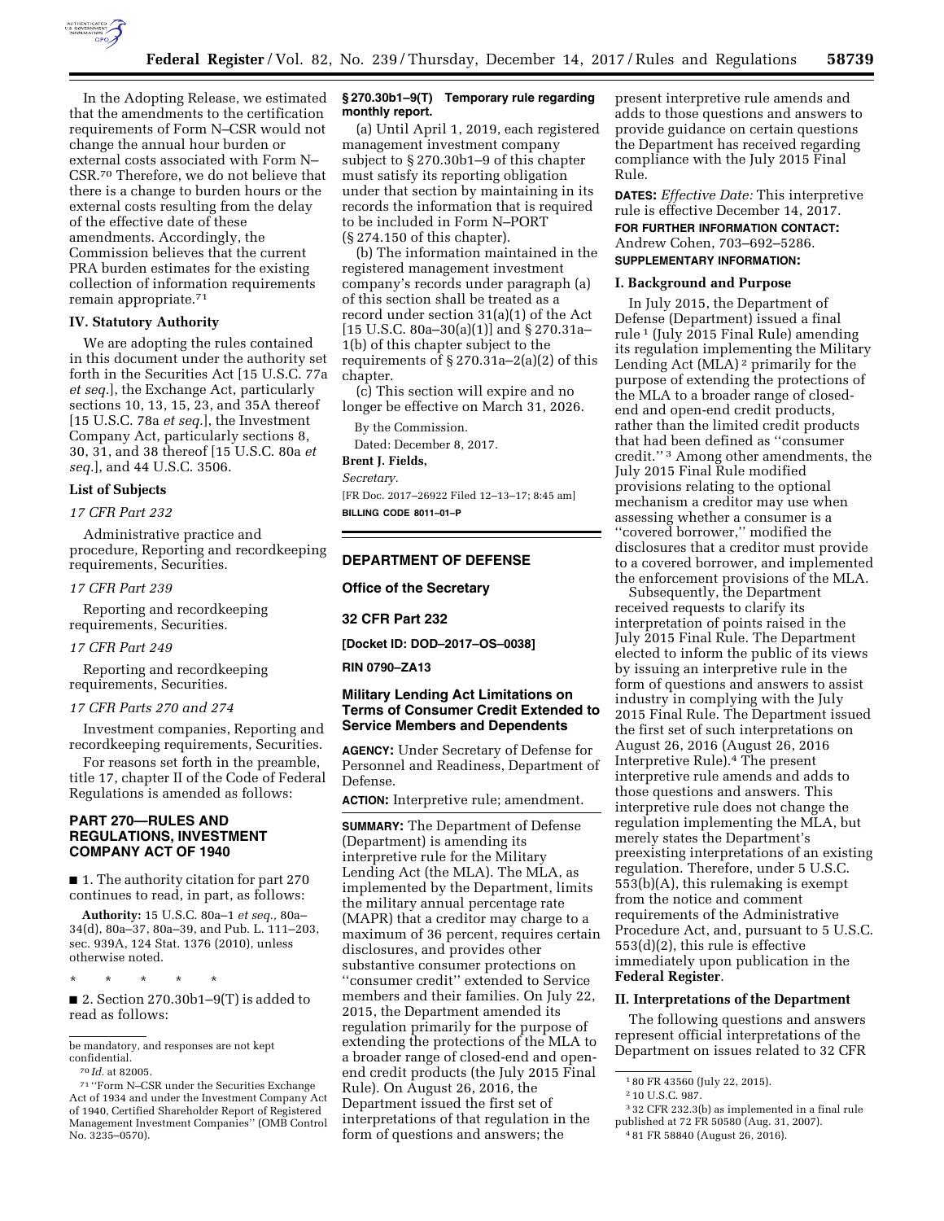In the Adopting Release, we estimated that the amendments to the certification requirements of Form N–CSR would not change the annual hour burden or external costs associated with Form N–CSR.[70] Therefore, we do not believe that there is a change to burden hours or the external costs resulting from the delay of the effective date of these amendments. Accordingly, the Commission believes that the current PRA burden estimates for the existing collection of information requirements remain appropriate.[71]

## IV. Statutory Authority

We are adopting the rules contained in this document under the authority set forth in the Securities Act [15 U.S.C. 77a *et seq.*], the Exchange Act, particularly sections 10, 13, 15, 23, and 35A thereof [15 U.S.C. 78a *et seq.*], the Investment Company Act, particularly sections 8, 30, 31, and 38 thereof [15 U.S.C. 80a *et seq.*], and 44 U.S.C. 3506.

## List of Subjects

*17 CFR Part 232*

Administrative practice and procedure, Reporting and recordkeeping requirements, Securities.

*17 CFR Part 239*

Reporting and recordkeeping requirements, Securities.

*17 CFR Part 249*

Reporting and recordkeeping requirements, Securities.

*17 CFR Parts 270 and 274*

Investment companies, Reporting and recordkeeping requirements, Securities.

For reasons set forth in the preamble, title 17, chapter II of the Code of Federal Regulations is amended as follows:

## PART 270—RULES AND REGULATIONS, INVESTMENT COMPANY ACT OF 1940

■ 1. The authority citation for part 270 continues to read, in part, as follows:

**Authority:** 15 U.S.C. 80a–1 *et seq.,* 80a–34(d), 80a–37, 80a–39, and Pub. L. 111–203, sec. 939A, 124 Stat. 1376 (2010), unless otherwise noted.

\* \* \* \* \*

■ 2. Section 270.30b1–9(T) is added to read as follows:

### § 270.30b1–9(T) Temporary rule regarding monthly report.

(a) Until April 1, 2019, each registered management investment company subject to § 270.30b1–9 of this chapter must satisfy its reporting obligation under that section by maintaining in its records the information that is required to be included in Form N–PORT (§ 274.150 of this chapter).

(b) The information maintained in the registered management investment company's records under paragraph (a) of this section shall be treated as a record under section 31(a)(1) of the Act [15 U.S.C. 80a–30(a)(1)] and § 270.31a–1(b) of this chapter subject to the requirements of § 270.31a–2(a)(2) of this chapter.

(c) This section will expire and no longer be effective on March 31, 2026.

By the Commission.

Dated: December 8, 2017.

**Brent J. Fields,**

*Secretary.*

[FR Doc. 2017–26922 Filed 12–13–17; 8:45 am]

**BILLING CODE 8011–01–P**

---

be mandatory, and responses are not kept confidential.

[70] *Id.* at 82005.

[71] ''Form N–CSR under the Securities Exchange Act of 1934 and under the Investment Company Act of 1940, Certified Shareholder Report of Registered Management Investment Companies'' (OMB Control No. 3235–0570).

---

# DEPARTMENT OF DEFENSE

## Office of the Secretary

## 32 CFR Part 232

**[Docket ID: DOD–2017–OS–0038]**

**RIN 0790–ZA13**

## Military Lending Act Limitations on Terms of Consumer Credit Extended to Service Members and Dependents

**AGENCY:** Under Secretary of Defense for Personnel and Readiness, Department of Defense.

**ACTION:** Interpretive rule; amendment.

**SUMMARY:** The Department of Defense (Department) is amending its interpretive rule for the Military Lending Act (the MLA). The MLA, as implemented by the Department, limits the military annual percentage rate (MAPR) that a creditor may charge to a maximum of 36 percent, requires certain disclosures, and provides other substantive consumer protections on ''consumer credit'' extended to Service members and their families. On July 22, 2015, the Department amended its regulation primarily for the purpose of extending the protections of the MLA to a broader range of closed-end and open-end credit products (the July 2015 Final Rule). On August 26, 2016, the Department issued the first set of interpretations of that regulation in the form of questions and answers; the present interpretive rule amends and adds to those questions and answers to provide guidance on certain questions the Department has received regarding compliance with the July 2015 Final Rule.

**DATES:** *Effective Date:* This interpretive rule is effective December 14, 2017.

**FOR FURTHER INFORMATION CONTACT:** Andrew Cohen, 703–692–5286.

**SUPPLEMENTARY INFORMATION:**

### I. Background and Purpose

In July 2015, the Department of Defense (Department) issued a final rule[1] (July 2015 Final Rule) amending its regulation implementing the Military Lending Act (MLA)[2] primarily for the purpose of extending the protections of the MLA to a broader range of closed-end and open-end credit products, rather than the limited credit products that had been defined as ''consumer credit.''[3] Among other amendments, the July 2015 Final Rule modified provisions relating to the optional mechanism a creditor may use when assessing whether a consumer is a ''covered borrower,'' modified the disclosures that a creditor must provide to a covered borrower, and implemented the enforcement provisions of the MLA.

Subsequently, the Department received requests to clarify its interpretation of points raised in the July 2015 Final Rule. The Department elected to inform the public of its views by issuing an interpretive rule in the form of questions and answers to assist industry in complying with the July 2015 Final Rule. The Department issued the first set of such interpretations on August 26, 2016 (August 26, 2016 Interpretive Rule).[4] The present interpretive rule amends and adds to those questions and answers. This interpretive rule does not change the regulation implementing the MLA, but merely states the Department's preexisting interpretations of an existing regulation. Therefore, under 5 U.S.C. 553(b)(A), this rulemaking is exempt from the notice and comment requirements of the Administrative Procedure Act, and, pursuant to 5 U.S.C. 553(d)(2), this rule is effective immediately upon publication in the **Federal Register**.

### II. Interpretations of the Department

The following questions and answers represent official interpretations of the Department on issues related to 32 CFR

---

[1] 80 FR 43560 (July 22, 2015).

[2] 10 U.S.C. 987.

[3] 32 CFR 232.3(b) as implemented in a final rule published at 72 FR 50580 (Aug. 31, 2007).

[4] 81 FR 58840 (August 26, 2016).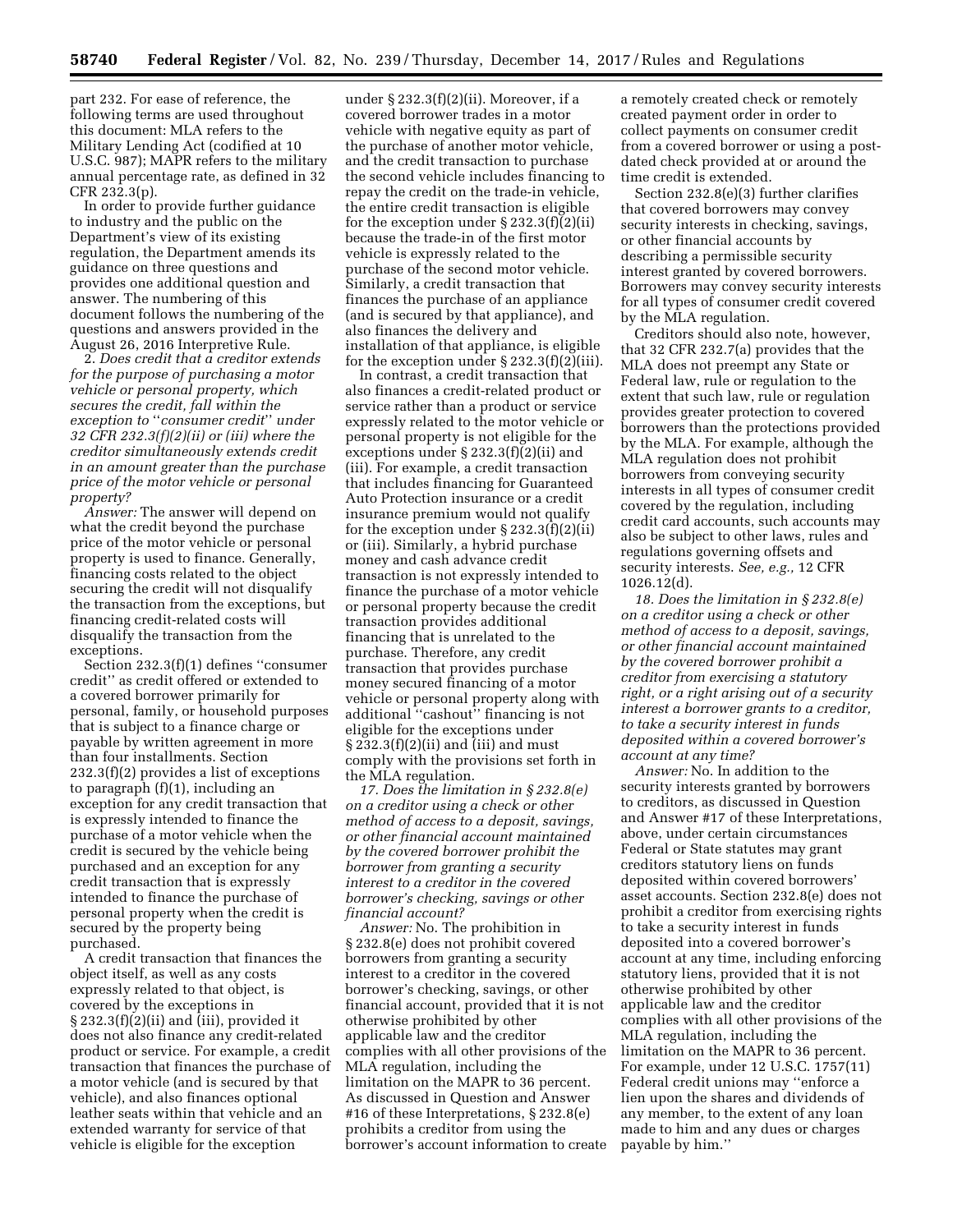part 232. For ease of reference, the following terms are used throughout this document: MLA refers to the Military Lending Act (codified at 10 U.S.C. 987); MAPR refers to the military annual percentage rate, as defined in 32 CFR 232.3(p).

In order to provide further guidance to industry and the public on the Department's view of its existing regulation, the Department amends its guidance on three questions and provides one additional question and answer. The numbering of this document follows the numbering of the questions and answers provided in the August 26, 2016 Interpretive Rule.

2. *Does credit that a creditor extends for the purpose of purchasing a motor vehicle or personal property, which secures the credit, fall within the exception to ''consumer credit'' under 32 CFR 232.3(f)(2)(ii) or (iii) where the creditor simultaneously extends credit in an amount greater than the purchase price of the motor vehicle or personal property?*

*Answer:* The answer will depend on what the credit beyond the purchase price of the motor vehicle or personal property is used to finance. Generally, financing costs related to the object securing the credit will not disqualify the transaction from the exceptions, but financing credit-related costs will disqualify the transaction from the exceptions.

Section 232.3(f)(1) defines ''consumer credit'' as credit offered or extended to a covered borrower primarily for personal, family, or household purposes that is subject to a finance charge or payable by written agreement in more than four installments. Section 232.3(f)(2) provides a list of exceptions to paragraph (f)(1), including an exception for any credit transaction that is expressly intended to finance the purchase of a motor vehicle when the credit is secured by the vehicle being purchased and an exception for any credit transaction that is expressly intended to finance the purchase of personal property when the credit is secured by the property being purchased.

A credit transaction that finances the object itself, as well as any costs expressly related to that object, is covered by the exceptions in § 232.3(f)(2)(ii) and (iii), provided it does not also finance any credit-related product or service. For example, a credit transaction that finances the purchase of a motor vehicle (and is secured by that vehicle), and also finances optional leather seats within that vehicle and an extended warranty for service of that vehicle is eligible for the exception under § 232.3(f)(2)(ii). Moreover, if a covered borrower trades in a motor vehicle with negative equity as part of the purchase of another motor vehicle, and the credit transaction to purchase the second vehicle includes financing to repay the credit on the trade-in vehicle, the entire credit transaction is eligible for the exception under § 232.3(f)(2)(ii) because the trade-in of the first motor vehicle is expressly related to the purchase of the second motor vehicle. Similarly, a credit transaction that finances the purchase of an appliance (and is secured by that appliance), and also finances the delivery and installation of that appliance, is eligible for the exception under § 232.3(f)(2)(iii).

In contrast, a credit transaction that also finances a credit-related product or service rather than a product or service expressly related to the motor vehicle or personal property is not eligible for the exceptions under § 232.3(f)(2)(ii) and (iii). For example, a credit transaction that includes financing for Guaranteed Auto Protection insurance or a credit insurance premium would not qualify for the exception under § 232.3(f)(2)(ii) or (iii). Similarly, a hybrid purchase money and cash advance credit transaction is not expressly intended to finance the purchase of a motor vehicle or personal property because the credit transaction provides additional financing that is unrelated to the purchase. Therefore, any credit transaction that provides purchase money secured financing of a motor vehicle or personal property along with additional ''cashout'' financing is not eligible for the exceptions under § 232.3(f)(2)(ii) and (iii) and must comply with the provisions set forth in the MLA regulation.

17. *Does the limitation in § 232.8(e) on a creditor using a check or other method of access to a deposit, savings, or other financial account maintained by the covered borrower prohibit the borrower from granting a security interest to a creditor in the covered borrower's checking, savings or other financial account?*

*Answer:* No. The prohibition in § 232.8(e) does not prohibit covered borrowers from granting a security interest to a creditor in the covered borrower's checking, savings, or other financial account, provided that it is not otherwise prohibited by other applicable law and the creditor complies with all other provisions of the MLA regulation, including the limitation on the MAPR to 36 percent. As discussed in Question and Answer #16 of these Interpretations, § 232.8(e) prohibits a creditor from using the borrower's account information to create a remotely created check or remotely created payment order in order to collect payments on consumer credit from a covered borrower or using a post-dated check provided at or around the time credit is extended.

Section 232.8(e)(3) further clarifies that covered borrowers may convey security interests in checking, savings, or other financial accounts by describing a permissible security interest granted by covered borrowers. Borrowers may convey security interests for all types of consumer credit covered by the MLA regulation.

Creditors should also note, however, that 32 CFR 232.7(a) provides that the MLA does not preempt any State or Federal law, rule or regulation to the extent that such law, rule or regulation provides greater protection to covered borrowers than the protections provided by the MLA. For example, although the MLA regulation does not prohibit borrowers from conveying security interests in all types of consumer credit covered by the regulation, including credit card accounts, such accounts may also be subject to other laws, rules and regulations governing offsets and security interests. *See, e.g.,* 12 CFR 1026.12(d).

18. *Does the limitation in § 232.8(e) on a creditor using a check or other method of access to a deposit, savings, or other financial account maintained by the covered borrower prohibit a creditor from exercising a statutory right, or a right arising out of a security interest a borrower grants to a creditor, to take a security interest in funds deposited within a covered borrower's account at any time?*

*Answer:* No. In addition to the security interests granted by borrowers to creditors, as discussed in Question and Answer #17 of these Interpretations, above, under certain circumstances Federal or State statutes may grant creditors statutory liens on funds deposited within covered borrowers' asset accounts. Section 232.8(e) does not prohibit a creditor from exercising rights to take a security interest in funds deposited into a covered borrower's account at any time, including enforcing statutory liens, provided that it is not otherwise prohibited by other applicable law and the creditor complies with all other provisions of the MLA regulation, including the limitation on the MAPR to 36 percent. For example, under 12 U.S.C. 1757(11) Federal credit unions may ''enforce a lien upon the shares and dividends of any member, to the extent of any loan made to him and any dues or charges payable by him.''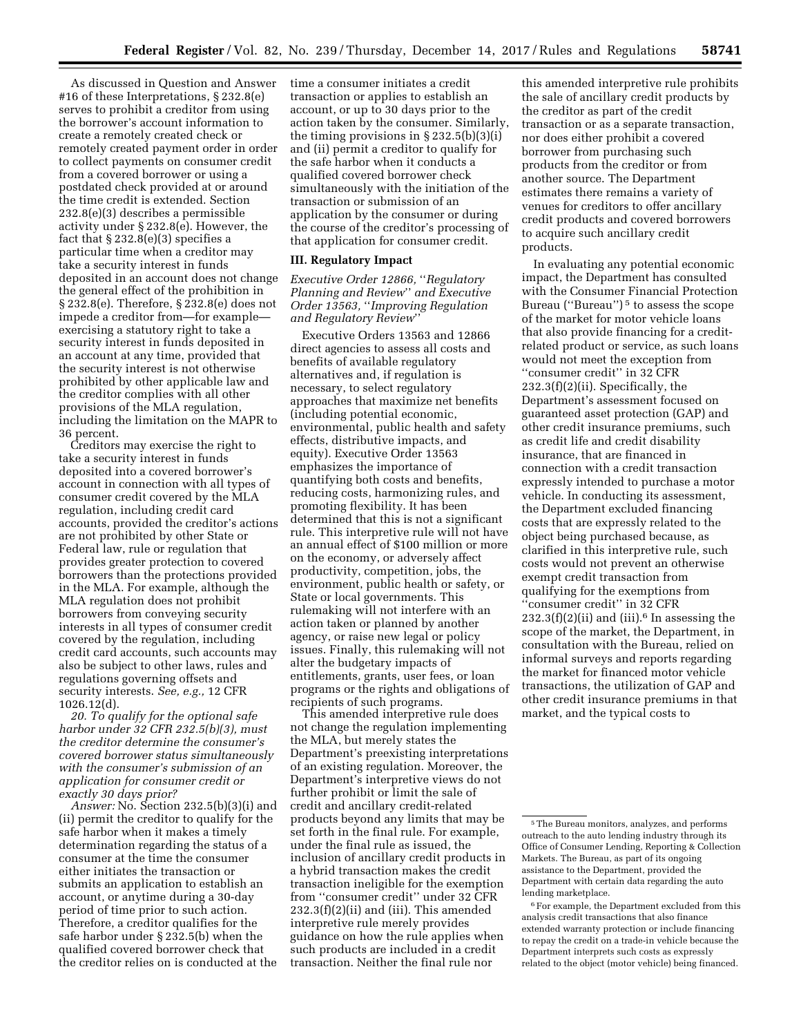As discussed in Question and Answer #16 of these Interpretations, § 232.8(e) serves to prohibit a creditor from using the borrower's account information to create a remotely created check or remotely created payment order in order to collect payments on consumer credit from a covered borrower or using a postdated check provided at or around the time credit is extended. Section 232.8(e)(3) describes a permissible activity under § 232.8(e). However, the fact that § 232.8(e)(3) specifies a particular time when a creditor may take a security interest in funds deposited in an account does not change the general effect of the prohibition in § 232.8(e). Therefore, § 232.8(e) does not impede a creditor from—for example—exercising a statutory right to take a security interest in funds deposited in an account at any time, provided that the security interest is not otherwise prohibited by other applicable law and the creditor complies with all other provisions of the MLA regulation, including the limitation on the MAPR to 36 percent.

Creditors may exercise the right to take a security interest in funds deposited into a covered borrower's account in connection with all types of consumer credit covered by the MLA regulation, including credit card accounts, provided the creditor's actions are not prohibited by other State or Federal law, rule or regulation that provides greater protection to covered borrowers than the protections provided in the MLA. For example, although the MLA regulation does not prohibit borrowers from conveying security interests in all types of consumer credit covered by the regulation, including credit card accounts, such accounts may also be subject to other laws, rules and regulations governing offsets and security interests. *See, e.g.,* 12 CFR 1026.12(d).

*20. To qualify for the optional safe harbor under 32 CFR 232.5(b)(3), must the creditor determine the consumer's covered borrower status simultaneously with the consumer's submission of an application for consumer credit or exactly 30 days prior?*

*Answer:* No. Section 232.5(b)(3)(i) and (ii) permit the creditor to qualify for the safe harbor when it makes a timely determination regarding the status of a consumer at the time the consumer either initiates the transaction or submits an application to establish an account, or anytime during a 30-day period of time prior to such action. Therefore, a creditor qualifies for the safe harbor under § 232.5(b) when the qualified covered borrower check that the creditor relies on is conducted at the time a consumer initiates a credit transaction or applies to establish an account, or up to 30 days prior to the action taken by the consumer. Similarly, the timing provisions in § 232.5(b)(3)(i) and (ii) permit a creditor to qualify for the safe harbor when it conducts a qualified covered borrower check simultaneously with the initiation of the transaction or submission of an application by the consumer or during the course of the creditor's processing of that application for consumer credit.

## III. Regulatory Impact

### *Executive Order 12866, "Regulatory Planning and Review" and Executive Order 13563, "Improving Regulation and Regulatory Review"*

Executive Orders 13563 and 12866 direct agencies to assess all costs and benefits of available regulatory alternatives and, if regulation is necessary, to select regulatory approaches that maximize net benefits (including potential economic, environmental, public health and safety effects, distributive impacts, and equity). Executive Order 13563 emphasizes the importance of quantifying both costs and benefits, reducing costs, harmonizing rules, and promoting flexibility. It has been determined that this is not a significant rule. This interpretive rule will not have an annual effect of $100 million or more on the economy, or adversely affect productivity, competition, jobs, the environment, public health or safety, or State or local governments. This rulemaking will not interfere with an action taken or planned by another agency, or raise new legal or policy issues. Finally, this rulemaking will not alter the budgetary impacts of entitlements, grants, user fees, or loan programs or the rights and obligations of recipients of such programs.

This amended interpretive rule does not change the regulation implementing the MLA, but merely states the Department's preexisting interpretations of an existing regulation. Moreover, the Department's interpretive views do not further prohibit or limit the sale of credit and ancillary credit-related products beyond any limits that may be set forth in the final rule. For example, under the final rule as issued, the inclusion of ancillary credit products in a hybrid transaction makes the credit transaction ineligible for the exemption from "consumer credit" under 32 CFR 232.3(f)(2)(ii) and (iii). This amended interpretive rule merely provides guidance on how the rule applies when such products are included in a credit transaction. Neither the final rule nor this amended interpretive rule prohibits the sale of ancillary credit products by the creditor as part of the credit transaction or as a separate transaction, nor does either prohibit a covered borrower from purchasing such products from the creditor or from another source. The Department estimates there remains a variety of venues for creditors to offer ancillary credit products and covered borrowers to acquire such ancillary credit products.

In evaluating any potential economic impact, the Department has consulted with the Consumer Financial Protection Bureau ("Bureau")[5] to assess the scope of the market for motor vehicle loans that also provide financing for a credit-related product or service, as such loans would not meet the exception from "consumer credit" in 32 CFR 232.3(f)(2)(ii). Specifically, the Department's assessment focused on guaranteed asset protection (GAP) and other credit insurance premiums, such as credit life and credit disability insurance, that are financed in connection with a credit transaction expressly intended to purchase a motor vehicle. In conducting its assessment, the Department excluded financing costs that are expressly related to the object being purchased because, as clarified in this interpretive rule, such costs would not prevent an otherwise exempt credit transaction from qualifying for the exemptions from "consumer credit" in 32 CFR 232.3(f)(2)(ii) and (iii).[6] In assessing the scope of the market, the Department, in consultation with the Bureau, relied on informal surveys and reports regarding the market for financed motor vehicle transactions, the utilization of GAP and other credit insurance premiums in that market, and the typical costs to

---

[5] The Bureau monitors, analyzes, and performs outreach to the auto lending industry through its Office of Consumer Lending, Reporting & Collection Markets. The Bureau, as part of its ongoing assistance to the Department, provided the Department with certain data regarding the auto lending marketplace.

[6] For example, the Department excluded from this analysis credit transactions that also finance extended warranty protection or include financing to repay the credit on a trade-in vehicle because the Department interprets such costs as expressly related to the object (motor vehicle) being financed.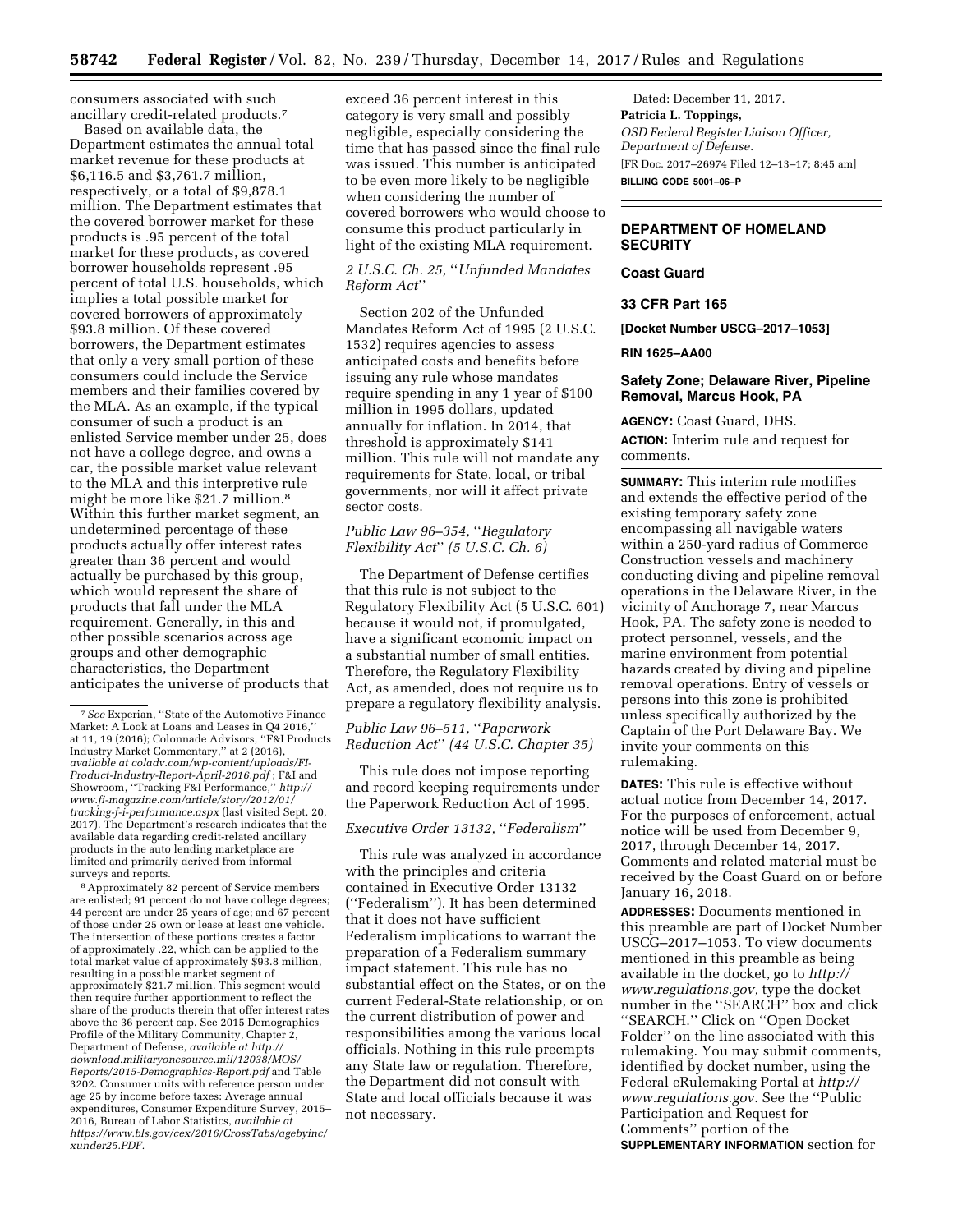consumers associated with such ancillary credit-related products.[7]

Based on available data, the Department estimates the annual total market revenue for these products at $6,116.5 and $3,761.7 million, respectively, or a total of $9,878.1 million. The Department estimates that the covered borrower market for these products is .95 percent of the total market for these products, as covered borrower households represent .95 percent of total U.S. households, which implies a total possible market for covered borrowers of approximately $93.8 million. Of these covered borrowers, the Department estimates that only a very small portion of these consumers could include the Service members and their families covered by the MLA. As an example, if the typical consumer of such a product is an enlisted Service member under 25, does not have a college degree, and owns a car, the possible market value relevant to the MLA and this interpretive rule might be more like $21.7 million.[8] Within this further market segment, an undetermined percentage of these products actually offer interest rates greater than 36 percent and would actually be purchased by this group, which would represent the share of products that fall under the MLA requirement. Generally, in this and other possible scenarios across age groups and other demographic characteristics, the Department anticipates the universe of products that exceed 36 percent interest in this category is very small and possibly negligible, especially considering the time that has passed since the final rule was issued. This number is anticipated to be even more likely to be negligible when considering the number of covered borrowers who would choose to consume this product particularly in light of the existing MLA requirement.

*2 U.S.C. Ch. 25, "Unfunded Mandates Reform Act"*

Section 202 of the Unfunded Mandates Reform Act of 1995 (2 U.S.C. 1532) requires agencies to assess anticipated costs and benefits before issuing any rule whose mandates require spending in any 1 year of $100 million in 1995 dollars, updated annually for inflation. In 2014, that threshold is approximately $141 million. This rule will not mandate any requirements for State, local, or tribal governments, nor will it affect private sector costs.

*Public Law 96–354, "Regulatory Flexibility Act" (5 U.S.C. Ch. 6)*

The Department of Defense certifies that this rule is not subject to the Regulatory Flexibility Act (5 U.S.C. 601) because it would not, if promulgated, have a significant economic impact on a substantial number of small entities. Therefore, the Regulatory Flexibility Act, as amended, does not require us to prepare a regulatory flexibility analysis.

*Public Law 96–511, "Paperwork Reduction Act" (44 U.S.C. Chapter 35)*

This rule does not impose reporting and record keeping requirements under the Paperwork Reduction Act of 1995.

*Executive Order 13132, "Federalism"*

This rule was analyzed in accordance with the principles and criteria contained in Executive Order 13132 ("Federalism"). It has been determined that it does not have sufficient Federalism implications to warrant the preparation of a Federalism summary impact statement. This rule has no substantial effect on the States, or on the current Federal-State relationship, or on the current distribution of power and responsibilities among the various local officials. Nothing in this rule preempts any State law or regulation. Therefore, the Department did not consult with State and local officials because it was not necessary.

Dated: December 11, 2017.

**Patricia L. Toppings,**

*OSD Federal Register Liaison Officer, Department of Defense.*

[FR Doc. 2017–26974 Filed 12–13–17; 8:45 am]

**BILLING CODE 5001–06–P**

---

[7] *See* Experian, "State of the Automotive Finance Market: A Look at Loans and Leases in Q4 2016," at 11, 19 (2016); Colonnade Advisors, "F&I Products Industry Market Commentary," at 2 (2016), *available at coladv.com/wp-content/uploads/FI-Product-Industry-Report-April-2016.pdf* ; F&I and Showroom, "Tracking F&I Performance," *http://www.fi-magazine.com/article/story/2012/01/tracking-f-i-performance.aspx* (last visited Sept. 20, 2017). The Department's research indicates that the available data regarding credit-related ancillary products in the auto lending marketplace are limited and primarily derived from informal surveys and reports.

[8] Approximately 82 percent of Service members are enlisted; 91 percent do not have college degrees; 44 percent are under 25 years of age; and 67 percent of those under 25 own or lease at least one vehicle. The intersection of these portions creates a factor of approximately .22, which can be applied to the total market value of approximately $93.8 million, resulting in a possible market segment of approximately $21.7 million. This segment would then require further apportionment to reflect the share of the products therein that offer interest rates above the 36 percent cap. See 2015 Demographics Profile of the Military Community, Chapter 2, Department of Defense, *available at http://download.militaryonesource.mil/12038/MOS/Reports/2015-Demographics-Report.pdf* and Table 3202. Consumer units with reference person under age 25 by income before taxes: Average annual expenditures, Consumer Expenditure Survey, 2015–2016, Bureau of Labor Statistics, *available at https://www.bls.gov/cex/2016/CrossTabs/agebyinc/xunder25.PDF.*

---

## DEPARTMENT OF HOMELAND SECURITY

## Coast Guard

## 33 CFR Part 165

**[Docket Number USCG–2017–1053]**

**RIN 1625–AA00**

## Safety Zone; Delaware River, Pipeline Removal, Marcus Hook, PA

**AGENCY:** Coast Guard, DHS.

**ACTION:** Interim rule and request for comments.

**SUMMARY:** This interim rule modifies and extends the effective period of the existing temporary safety zone encompassing all navigable waters within a 250-yard radius of Commerce Construction vessels and machinery conducting diving and pipeline removal operations in the Delaware River, in the vicinity of Anchorage 7, near Marcus Hook, PA. The safety zone is needed to protect personnel, vessels, and the marine environment from potential hazards created by diving and pipeline removal operations. Entry of vessels or persons into this zone is prohibited unless specifically authorized by the Captain of the Port Delaware Bay. We invite your comments on this rulemaking.

**DATES:** This rule is effective without actual notice from December 14, 2017. For the purposes of enforcement, actual notice will be used from December 9, 2017, through December 14, 2017. Comments and related material must be received by the Coast Guard on or before January 16, 2018.

**ADDRESSES:** Documents mentioned in this preamble are part of Docket Number USCG–2017–1053. To view documents mentioned in this preamble as being available in the docket, go to *http://www.regulations.gov,* type the docket number in the "SEARCH" box and click "SEARCH." Click on "Open Docket Folder" on the line associated with this rulemaking. You may submit comments, identified by docket number, using the Federal eRulemaking Portal at *http://www.regulations.gov.* See the "Public Participation and Request for Comments" portion of the **SUPPLEMENTARY INFORMATION** section for